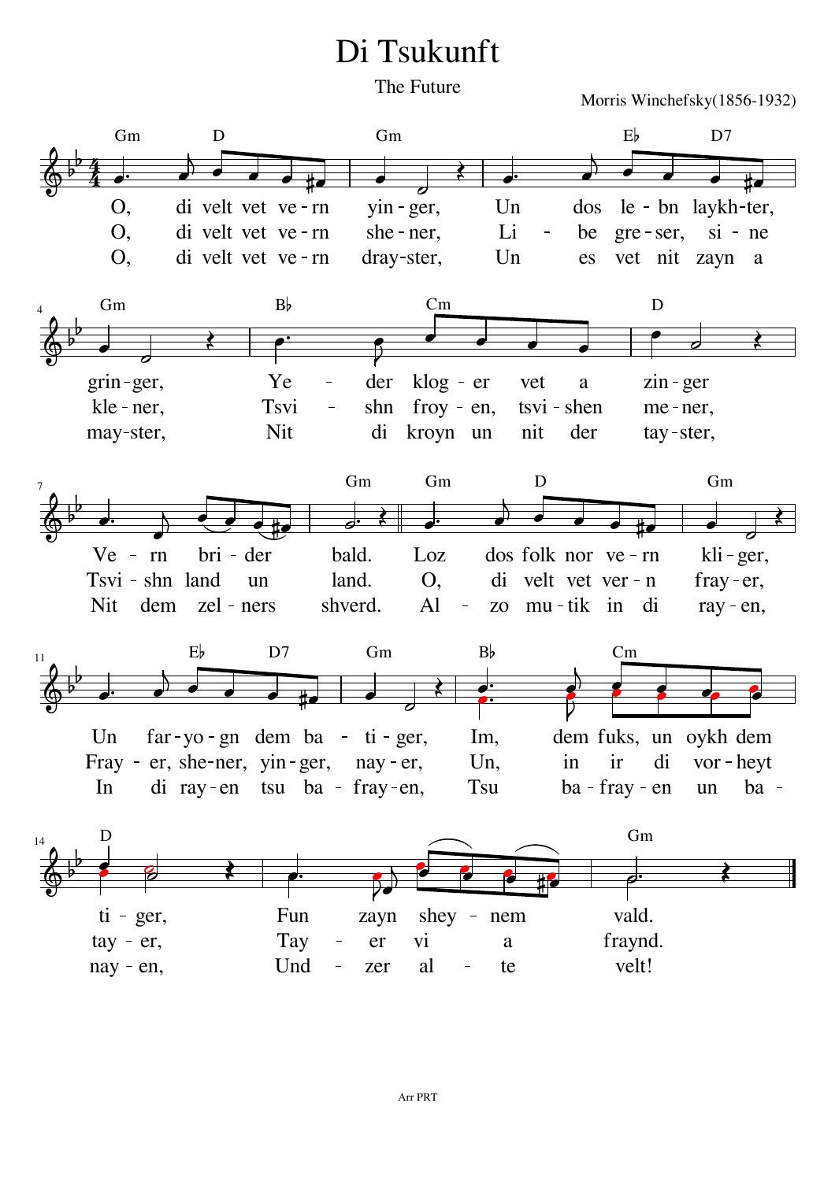# Di Tsukunft

The Future

Morris Winchefsky(1856-1932)

O, di velt vet ve-rn yin-ger, Un dos le-bn laykh-ter, grin-ger, Ye-der klog-er vet a zin-ger Ve-rn bri-der bald. Loz dos folk nor ve-rn kli-ger, Un far-yo-gn dem ba-ti-ger, Im, dem fuks, un oykh dem ti-ger, Fun zayn shey-nem vald.

O, di velt vet ve-rn she-ner, Li-be gre-ser, si-ne kle-ner, Tsvi-shn froy-en, tsvi-shen me-ner, Tsvi-shn land un land. O, di velt vet ver-n fray-er, Fray-er, she-ner, yin-ger, nay-er, Un, in ir di vor-heyt tay-er, Tay-er vi a fraynd.

O, di velt vet ve-rn dray-ster, Un es vet nit zayn a may-ster, Nit di kroyn un nit der tay-ster, Nit dem zel-ners shverd. Al-zo mu-tik in di ray-en, In di ray-en tsu ba-fray-en, Tsu ba-fray-en un ba-nay-en, Und-zer al-te velt!

Arr PRT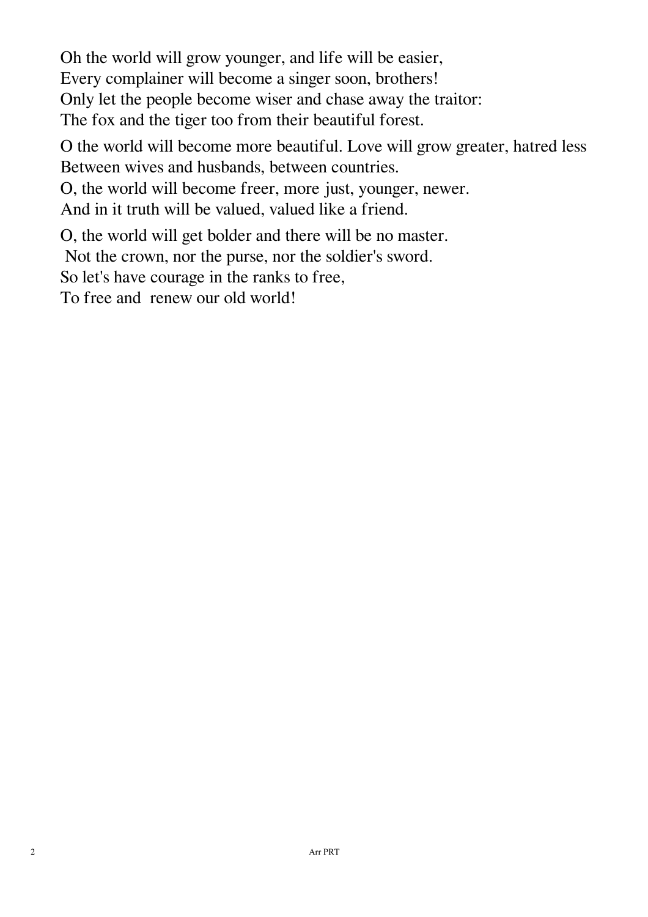Oh the world will grow younger, and life will be easier,
Every complainer will become a singer soon, brothers!
Only let the people become wiser and chase away the traitor:
The fox and the tiger too from their beautiful forest.

O the world will become more beautiful. Love will grow greater, hatred less
Between wives and husbands, between countries.
O, the world will become freer, more just, younger, newer.
And in it truth will be valued, valued like a friend.

O, the world will get bolder and there will be no master.
Not the crown, nor the purse, nor the soldier's sword.
So let's have courage in the ranks to free,
To free and renew our old world!

Arr PRT